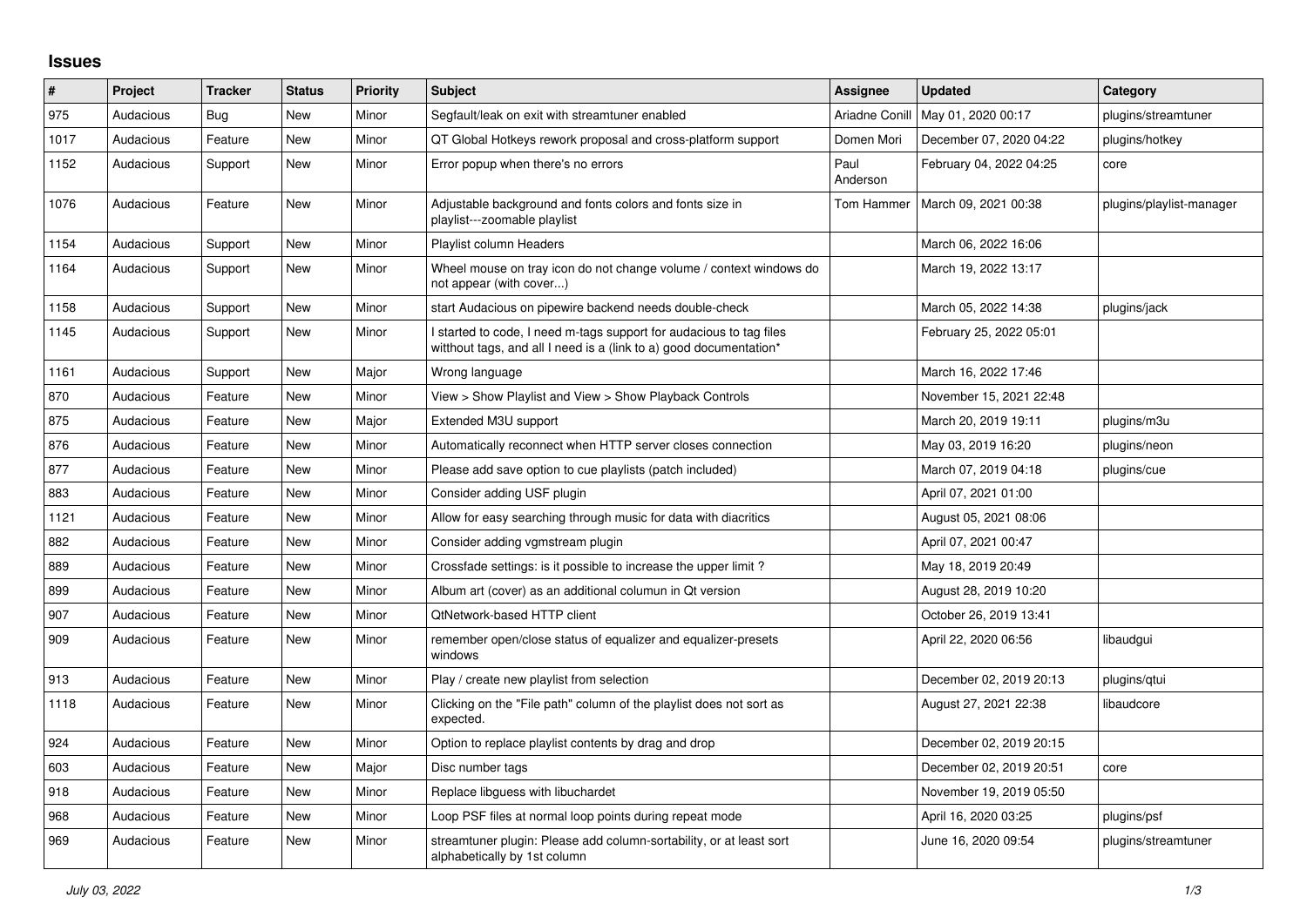## Issues

| # | Project | Tracker | Status | Priority | Subject | Assignee | Updated | Category |
|---|---|---|---|---|---|---|---|---|
| 975 | Audacious | Bug | New | Minor | Segfault/leak on exit with streamtuner enabled | Ariadne Conill | May 01, 2020 00:17 | plugins/streamtuner |
| 1017 | Audacious | Feature | New | Minor | QT Global Hotkeys rework proposal and cross-platform support | Domen Mori | December 07, 2020 04:22 | plugins/hotkey |
| 1152 | Audacious | Support | New | Minor | Error popup when there's no errors | Paul Anderson | February 04, 2022 04:25 | core |
| 1076 | Audacious | Feature | New | Minor | Adjustable background and fonts colors and fonts size in playlist---zoomable playlist | Tom Hammer | March 09, 2021 00:38 | plugins/playlist-manager |
| 1154 | Audacious | Support | New | Minor | Playlist column Headers | | March 06, 2022 16:06 | |
| 1164 | Audacious | Support | New | Minor | Wheel mouse on tray icon do not change volume / context windows do not appear (with cover...) | | March 19, 2022 13:17 | |
| 1158 | Audacious | Support | New | Minor | start Audacious on pipewire backend needs double-check | | March 05, 2022 14:38 | plugins/jack |
| 1145 | Audacious | Support | New | Minor | I started to code, I need m-tags support for audacious to tag files witthout tags, and all I need is a (link to a) good documentation* | | February 25, 2022 05:01 | |
| 1161 | Audacious | Support | New | Major | Wrong language | | March 16, 2022 17:46 | |
| 870 | Audacious | Feature | New | Minor | View > Show Playlist and View > Show Playback Controls | | November 15, 2021 22:48 | |
| 875 | Audacious | Feature | New | Major | Extended M3U support | | March 20, 2019 19:11 | plugins/m3u |
| 876 | Audacious | Feature | New | Minor | Automatically reconnect when HTTP server closes connection | | May 03, 2019 16:20 | plugins/neon |
| 877 | Audacious | Feature | New | Minor | Please add save option to cue playlists (patch included) | | March 07, 2019 04:18 | plugins/cue |
| 883 | Audacious | Feature | New | Minor | Consider adding USF plugin | | April 07, 2021 01:00 | |
| 1121 | Audacious | Feature | New | Minor | Allow for easy searching through music for data with diacritics | | August 05, 2021 08:06 | |
| 882 | Audacious | Feature | New | Minor | Consider adding vgmstream plugin | | April 07, 2021 00:47 | |
| 889 | Audacious | Feature | New | Minor | Crossfade settings: is it possible to increase the upper limit ? | | May 18, 2019 20:49 | |
| 899 | Audacious | Feature | New | Minor | Album art (cover) as an additional columun in Qt version | | August 28, 2019 10:20 | |
| 907 | Audacious | Feature | New | Minor | QtNetwork-based HTTP client | | October 26, 2019 13:41 | |
| 909 | Audacious | Feature | New | Minor | remember open/close status of equalizer and equalizer-presets windows | | April 22, 2020 06:56 | libaudgui |
| 913 | Audacious | Feature | New | Minor | Play / create new playlist from selection | | December 02, 2019 20:13 | plugins/qtui |
| 1118 | Audacious | Feature | New | Minor | Clicking on the "File path" column of the playlist does not sort as expected. | | August 27, 2021 22:38 | libaudcore |
| 924 | Audacious | Feature | New | Minor | Option to replace playlist contents by drag and drop | | December 02, 2019 20:15 | |
| 603 | Audacious | Feature | New | Major | Disc number tags | | December 02, 2019 20:51 | core |
| 918 | Audacious | Feature | New | Minor | Replace libguess with libuchardet | | November 19, 2019 05:50 | |
| 968 | Audacious | Feature | New | Minor | Loop PSF files at normal loop points during repeat mode | | April 16, 2020 03:25 | plugins/psf |
| 969 | Audacious | Feature | New | Minor | streamtuner plugin: Please add column-sortability, or at least sort alphabetically by 1st column | | June 16, 2020 09:54 | plugins/streamtuner |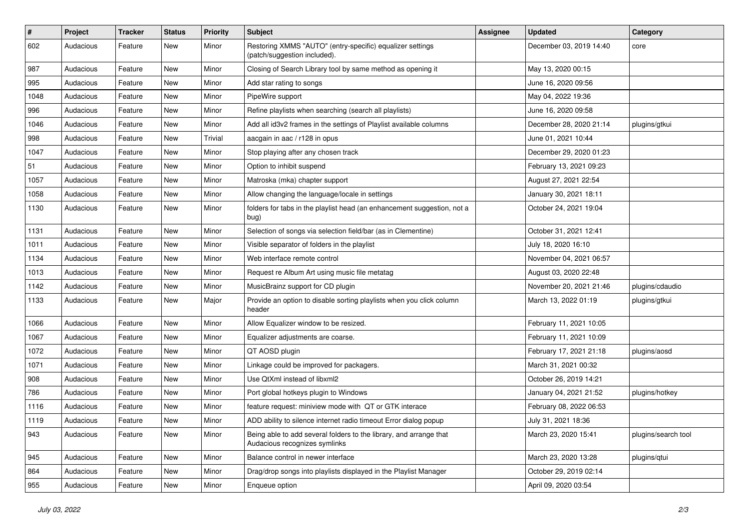| # | Project | Tracker | Status | Priority | Subject | Assignee | Updated | Category |
|---|---|---|---|---|---|---|---|---|
| 602 | Audacious | Feature | New | Minor | Restoring XMMS "AUTO" (entry-specific) equalizer settings (patch/suggestion included). | | December 03, 2019 14:40 | core |
| 987 | Audacious | Feature | New | Minor | Closing of Search Library tool by same method as opening it | | May 13, 2020 00:15 | |
| 995 | Audacious | Feature | New | Minor | Add star rating to songs | | June 16, 2020 09:56 | |
| 1048 | Audacious | Feature | New | Minor | PipeWire support | | May 04, 2022 19:36 | |
| 996 | Audacious | Feature | New | Minor | Refine playlists when searching (search all playlists) | | June 16, 2020 09:58 | |
| 1046 | Audacious | Feature | New | Minor | Add all id3v2 frames in the settings of Playlist available columns | | December 28, 2020 21:14 | plugins/gtkui |
| 998 | Audacious | Feature | New | Trivial | aacgain in aac / r128 in opus | | June 01, 2021 10:44 | |
| 1047 | Audacious | Feature | New | Minor | Stop playing after any chosen track | | December 29, 2020 01:23 | |
| 51 | Audacious | Feature | New | Minor | Option to inhibit suspend | | February 13, 2021 09:23 | |
| 1057 | Audacious | Feature | New | Minor | Matroska (mka) chapter support | | August 27, 2021 22:54 | |
| 1058 | Audacious | Feature | New | Minor | Allow changing the language/locale in settings | | January 30, 2021 18:11 | |
| 1130 | Audacious | Feature | New | Minor | folders for tabs in the playlist head (an enhancement suggestion, not a bug) | | October 24, 2021 19:04 | |
| 1131 | Audacious | Feature | New | Minor | Selection of songs via selection field/bar (as in Clementine) | | October 31, 2021 12:41 | |
| 1011 | Audacious | Feature | New | Minor | Visible separator of folders in the playlist | | July 18, 2020 16:10 | |
| 1134 | Audacious | Feature | New | Minor | Web interface remote control | | November 04, 2021 06:57 | |
| 1013 | Audacious | Feature | New | Minor | Request re Album Art using music file metatag | | August 03, 2020 22:48 | |
| 1142 | Audacious | Feature | New | Minor | MusicBrainz support for CD plugin | | November 20, 2021 21:46 | plugins/cdaudio |
| 1133 | Audacious | Feature | New | Major | Provide an option to disable sorting playlists when you click column header | | March 13, 2022 01:19 | plugins/gtkui |
| 1066 | Audacious | Feature | New | Minor | Allow Equalizer window to be resized. | | February 11, 2021 10:05 | |
| 1067 | Audacious | Feature | New | Minor | Equalizer adjustments are coarse. | | February 11, 2021 10:09 | |
| 1072 | Audacious | Feature | New | Minor | QT AOSD plugin | | February 17, 2021 21:18 | plugins/aosd |
| 1071 | Audacious | Feature | New | Minor | Linkage could be improved for packagers. | | March 31, 2021 00:32 | |
| 908 | Audacious | Feature | New | Minor | Use QtXml instead of libxml2 | | October 26, 2019 14:21 | |
| 786 | Audacious | Feature | New | Minor | Port global hotkeys plugin to Windows | | January 04, 2021 21:52 | plugins/hotkey |
| 1116 | Audacious | Feature | New | Minor | feature request: miniview mode with QT or GTK interace | | February 08, 2022 06:53 | |
| 1119 | Audacious | Feature | New | Minor | ADD ability to silence internet radio timeout Error dialog popup | | July 31, 2021 18:36 | |
| 943 | Audacious | Feature | New | Minor | Being able to add several folders to the library, and arrange that Audacious recognizes symlinks | | March 23, 2020 15:41 | plugins/search tool |
| 945 | Audacious | Feature | New | Minor | Balance control in newer interface | | March 23, 2020 13:28 | plugins/qtui |
| 864 | Audacious | Feature | New | Minor | Drag/drop songs into playlists displayed in the Playlist Manager | | October 29, 2019 02:14 | |
| 955 | Audacious | Feature | New | Minor | Enqueue option | | April 09, 2020 03:54 | |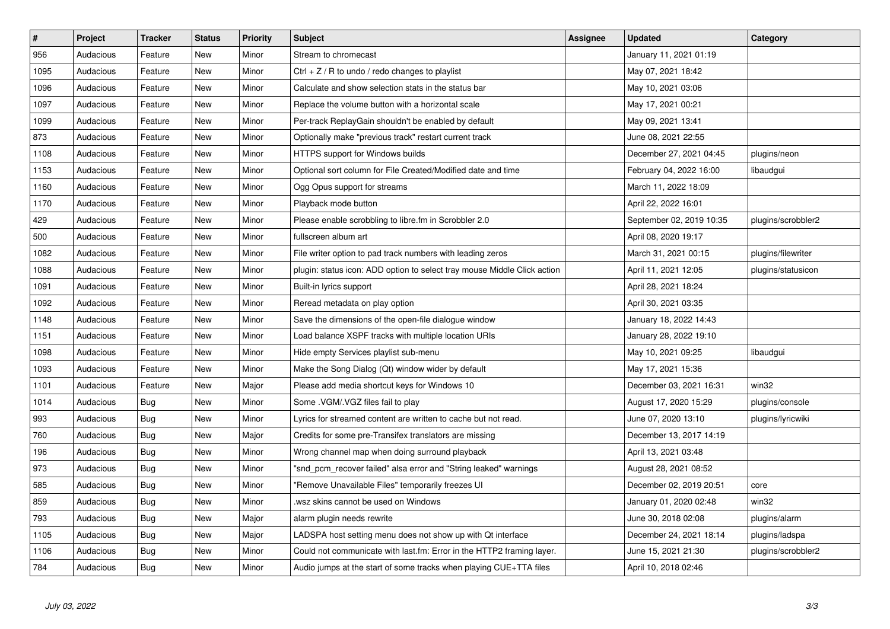| # | Project | Tracker | Status | Priority | Subject | Assignee | Updated | Category |
|---|---|---|---|---|---|---|---|---|
| 956 | Audacious | Feature | New | Minor | Stream to chromecast | | January 11, 2021 01:19 | |
| 1095 | Audacious | Feature | New | Minor | Ctrl + Z / R to undo / redo changes to playlist | | May 07, 2021 18:42 | |
| 1096 | Audacious | Feature | New | Minor | Calculate and show selection stats in the status bar | | May 10, 2021 03:06 | |
| 1097 | Audacious | Feature | New | Minor | Replace the volume button with a horizontal scale | | May 17, 2021 00:21 | |
| 1099 | Audacious | Feature | New | Minor | Per-track ReplayGain shouldn't be enabled by default | | May 09, 2021 13:41 | |
| 873 | Audacious | Feature | New | Minor | Optionally make "previous track" restart current track | | June 08, 2021 22:55 | |
| 1108 | Audacious | Feature | New | Minor | HTTPS support for Windows builds | | December 27, 2021 04:45 | plugins/neon |
| 1153 | Audacious | Feature | New | Minor | Optional sort column for File Created/Modified date and time | | February 04, 2022 16:00 | libaudgui |
| 1160 | Audacious | Feature | New | Minor | Ogg Opus support for streams | | March 11, 2022 18:09 | |
| 1170 | Audacious | Feature | New | Minor | Playback mode button | | April 22, 2022 16:01 | |
| 429 | Audacious | Feature | New | Minor | Please enable scrobbling to libre.fm in Scrobbler 2.0 | | September 02, 2019 10:35 | plugins/scrobbler2 |
| 500 | Audacious | Feature | New | Minor | fullscreen album art | | April 08, 2020 19:17 | |
| 1082 | Audacious | Feature | New | Minor | File writer option to pad track numbers with leading zeros | | March 31, 2021 00:15 | plugins/filewriter |
| 1088 | Audacious | Feature | New | Minor | plugin: status icon: ADD option to select tray mouse Middle Click action | | April 11, 2021 12:05 | plugins/statusicon |
| 1091 | Audacious | Feature | New | Minor | Built-in lyrics support | | April 28, 2021 18:24 | |
| 1092 | Audacious | Feature | New | Minor | Reread metadata on play option | | April 30, 2021 03:35 | |
| 1148 | Audacious | Feature | New | Minor | Save the dimensions of the open-file dialogue window | | January 18, 2022 14:43 | |
| 1151 | Audacious | Feature | New | Minor | Load balance XSPF tracks with multiple location URIs | | January 28, 2022 19:10 | |
| 1098 | Audacious | Feature | New | Minor | Hide empty Services playlist sub-menu | | May 10, 2021 09:25 | libaudgui |
| 1093 | Audacious | Feature | New | Minor | Make the Song Dialog (Qt) window wider by default | | May 17, 2021 15:36 | |
| 1101 | Audacious | Feature | New | Major | Please add media shortcut keys for Windows 10 | | December 03, 2021 16:31 | win32 |
| 1014 | Audacious | Bug | New | Minor | Some .VGM/.VGZ files fail to play | | August 17, 2020 15:29 | plugins/console |
| 993 | Audacious | Bug | New | Minor | Lyrics for streamed content are written to cache but not read. | | June 07, 2020 13:10 | plugins/lyricwiki |
| 760 | Audacious | Bug | New | Major | Credits for some pre-Transifex translators are missing | | December 13, 2017 14:19 | |
| 196 | Audacious | Bug | New | Minor | Wrong channel map when doing surround playback | | April 13, 2021 03:48 | |
| 973 | Audacious | Bug | New | Minor | "snd_pcm_recover failed" alsa error and "String leaked" warnings | | August 28, 2021 08:52 | |
| 585 | Audacious | Bug | New | Minor | "Remove Unavailable Files" temporarily freezes UI | | December 02, 2019 20:51 | core |
| 859 | Audacious | Bug | New | Minor | .wsz skins cannot be used on Windows | | January 01, 2020 02:48 | win32 |
| 793 | Audacious | Bug | New | Major | alarm plugin needs rewrite | | June 30, 2018 02:08 | plugins/alarm |
| 1105 | Audacious | Bug | New | Major | LADSPA host setting menu does not show up with Qt interface | | December 24, 2021 18:14 | plugins/ladspa |
| 1106 | Audacious | Bug | New | Minor | Could not communicate with last.fm: Error in the HTTP2 framing layer. | | June 15, 2021 21:30 | plugins/scrobbler2 |
| 784 | Audacious | Bug | New | Minor | Audio jumps at the start of some tracks when playing CUE+TTA files | | April 10, 2018 02:46 | |